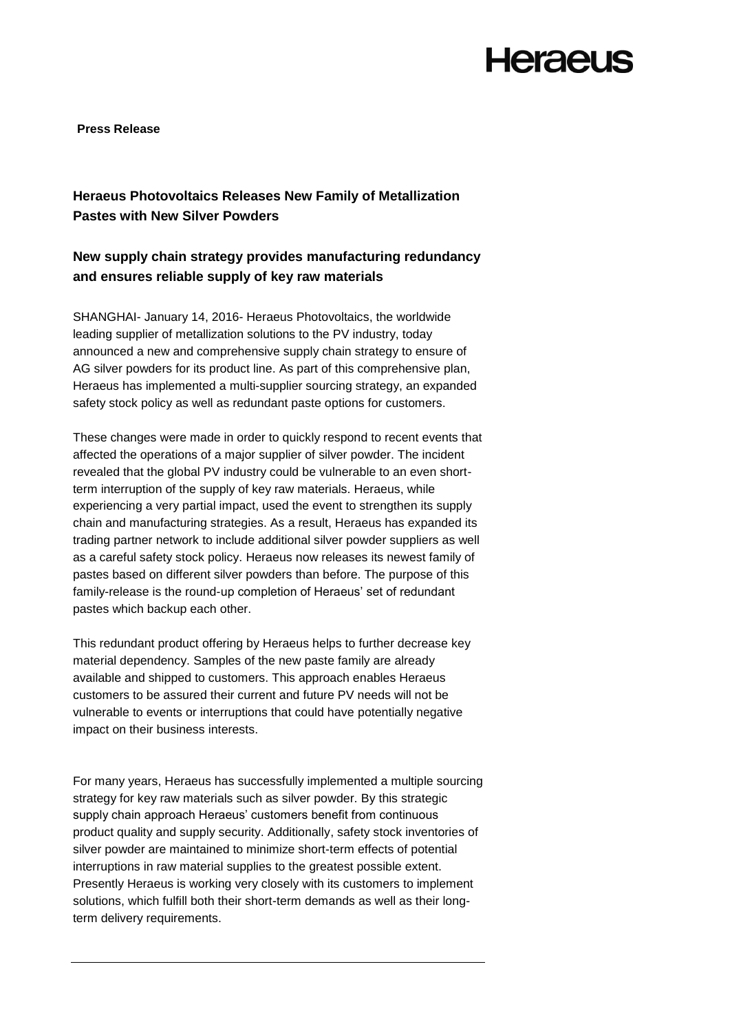**Press Release**

## Heraeus Photovoltaics Releases New Family of Metallization Pastes with New Silver Powders

### New supply chain strategy provides manufacturing redundancy and ensures reliable supply of key raw materials

SHANGHAI- January 14, 2016- Heraeus Photovoltaics, the worldwide leading supplier of metallization solutions to the PV industry, today announced a new and comprehensive supply chain strategy to ensure of AG silver powders for its product line. As part of this comprehensive plan, Heraeus has implemented a multi-supplier sourcing strategy, an expanded safety stock policy as well as redundant paste options for customers.

These changes were made in order to quickly respond to recent events that affected the operations of a major supplier of silver powder. The incident revealed that the global PV industry could be vulnerable to an even short-term interruption of the supply of key raw materials. Heraeus, while experiencing a very partial impact, used the event to strengthen its supply chain and manufacturing strategies. As a result, Heraeus has expanded its trading partner network to include additional silver powder suppliers as well as a careful safety stock policy. Heraeus now releases its newest family of pastes based on different silver powders than before. The purpose of this family-release is the round-up completion of Heraeus' set of redundant pastes which backup each other.

This redundant product offering by Heraeus helps to further decrease key material dependency. Samples of the new paste family are already available and shipped to customers. This approach enables Heraeus customers to be assured their current and future PV needs will not be vulnerable to events or interruptions that could have potentially negative impact on their business interests.

For many years, Heraeus has successfully implemented a multiple sourcing strategy for key raw materials such as silver powder. By this strategic supply chain approach Heraeus' customers benefit from continuous product quality and supply security. Additionally, safety stock inventories of silver powder are maintained to minimize short-term effects of potential interruptions in raw material supplies to the greatest possible extent. Presently Heraeus is working very closely with its customers to implement solutions, which fulfill both their short-term demands as well as their long-term delivery requirements.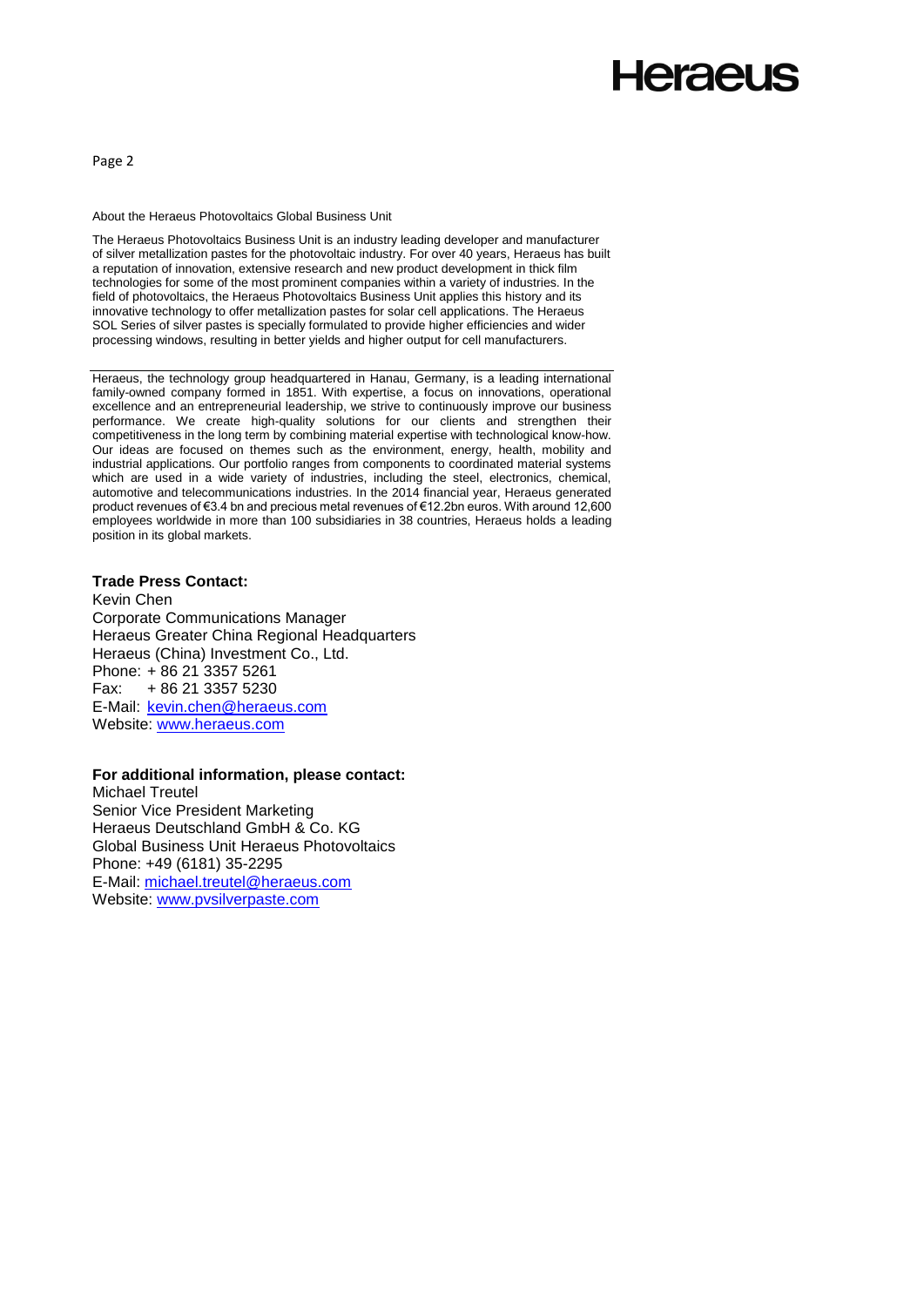About the Heraeus Photovoltaics Global Business Unit

The Heraeus Photovoltaics Business Unit is an industry leading developer and manufacturer of silver metallization pastes for the photovoltaic industry. For over 40 years, Heraeus has built a reputation of innovation, extensive research and new product development in thick film technologies for some of the most prominent companies within a variety of industries. In the field of photovoltaics, the Heraeus Photovoltaics Business Unit applies this history and its innovative technology to offer metallization pastes for solar cell applications. The Heraeus SOL Series of silver pastes is specially formulated to provide higher efficiencies and wider processing windows, resulting in better yields and higher output for cell manufacturers.

---

Heraeus, the technology group headquartered in Hanau, Germany, is a leading international family-owned company formed in 1851. With expertise, a focus on innovations, operational excellence and an entrepreneurial leadership, we strive to continuously improve our business performance. We create high-quality solutions for our clients and strengthen their competitiveness in the long term by combining material expertise with technological know-how. Our ideas are focused on themes such as the environment, energy, health, mobility and industrial applications. Our portfolio ranges from components to coordinated material systems which are used in a wide variety of industries, including the steel, electronics, chemical, automotive and telecommunications industries. In the 2014 financial year, Heraeus generated product revenues of €3.4 bn and precious metal revenues of €12.2bn euros. With around 12,600 employees worldwide in more than 100 subsidiaries in 38 countries, Heraeus holds a leading position in its global markets.

**Trade Press Contact:**
Kevin Chen
Corporate Communications Manager
Heraeus Greater China Regional Headquarters
Heraeus (China) Investment Co., Ltd.
Phone: + 86 21 3357 5261
Fax: + 86 21 3357 5230
E-Mail: kevin.chen@heraeus.com
Website: www.heraeus.com

**For additional information, please contact:**
Michael Treutel
Senior Vice President Marketing
Heraeus Deutschland GmbH & Co. KG
Global Business Unit Heraeus Photovoltaics
Phone: +49 (6181) 35-2295
E-Mail: michael.treutel@heraeus.com
Website: www.pvsilverpaste.com